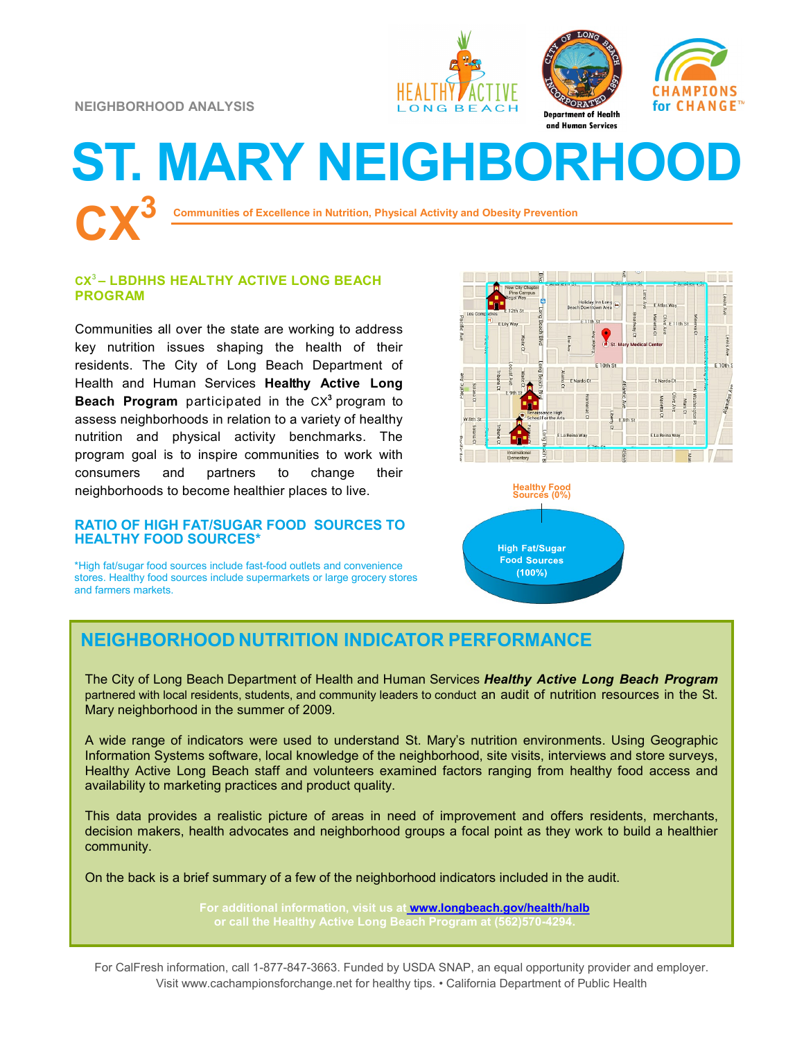NEIGHBORHOOD ANALYSIS

# ST. MARY NEIGHBORHOOD

## CX³

**Communities of Excellence in Nutrition, Physical Activity and Obesity Prevention**

### CX³ – LBDHHS HEALTHY ACTIVE LONG BEACH PROGRAM

Communities all over the state are working to address key nutrition issues shaping the health of their residents. The City of Long Beach Department of Health and Human Services **Healthy Active Long Beach Program** participated in the CX³ program to assess neighborhoods in relation to a variety of healthy nutrition and physical activity benchmarks. The program goal is to inspire communities to work with consumers and partners to change their neighborhoods to become healthier places to live.

### RATIO OF HIGH FAT/SUGAR FOOD SOURCES TO HEALTHY FOOD SOURCES*

*High fat/sugar food sources include fast-food outlets and convenience stores. Healthy food sources include supermarkets or large grocery stores and farmers markets.

Healthy Food Sources (0%)

High Fat/Sugar Food Sources (100%)

## NEIGHBORHOOD NUTRITION INDICATOR PERFORMANCE

The City of Long Beach Department of Health and Human Services ***Healthy Active Long Beach Program*** partnered with local residents, students, and community leaders to conduct an audit of nutrition resources in the St. Mary neighborhood in the summer of 2009.

A wide range of indicators were used to understand St. Mary's nutrition environments. Using Geographic Information Systems software, local knowledge of the neighborhood, site visits, interviews and store surveys, Healthy Active Long Beach staff and volunteers examined factors ranging from healthy food access and availability to marketing practices and product quality.

This data provides a realistic picture of areas in need of improvement and offers residents, merchants, decision makers, health advocates and neighborhood groups a focal point as they work to build a healthier community.

On the back is a brief summary of a few of the neighborhood indicators included in the audit.

**For additional information, visit us at www.longbeach.gov/health/halb or call the Healthy Active Long Beach Program at (562)570-4294.**

For CalFresh information, call 1-877-847-3663. Funded by USDA SNAP, an equal opportunity provider and employer. Visit www.cachampionsforchange.net for healthy tips. • California Department of Public Health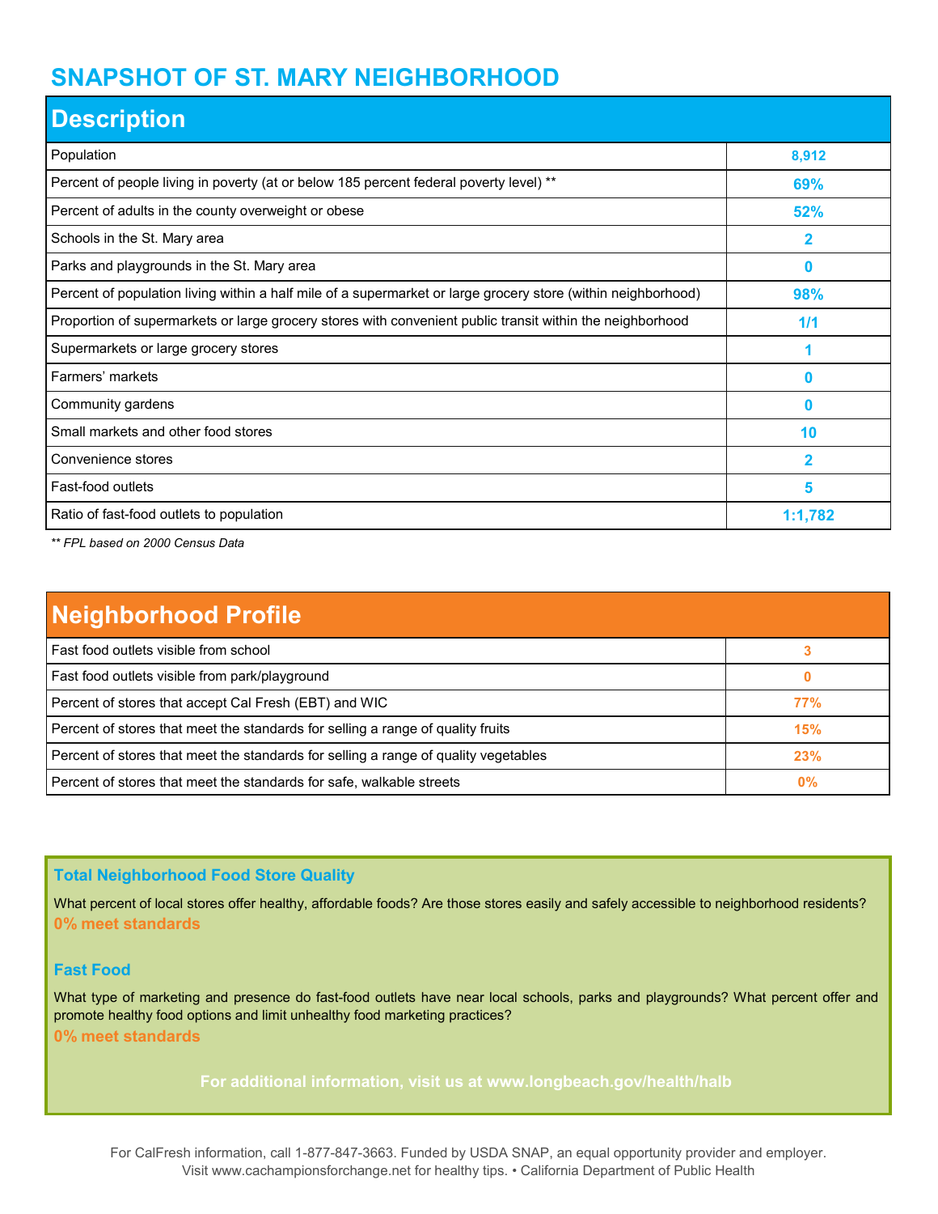# SNAPSHOT OF ST. MARY NEIGHBORHOOD

| Description | |
|---|---|
| Population | 8,912 |
| Percent of people living in poverty (at or below 185 percent federal poverty level) ** | 69% |
| Percent of adults in the county overweight or obese | 52% |
| Schools in the St. Mary area | 2 |
| Parks and playgrounds in the St. Mary area | 0 |
| Percent of population living within a half mile of a supermarket or large grocery store (within neighborhood) | 98% |
| Proportion of supermarkets or large grocery stores with convenient public transit within the neighborhood | 1/1 |
| Supermarkets or large grocery stores | 1 |
| Farmers' markets | 0 |
| Community gardens | 0 |
| Small markets and other food stores | 10 |
| Convenience stores | 2 |
| Fast-food outlets | 5 |
| Ratio of fast-food outlets to population | 1:1,782 |

*** FPL based on 2000 Census Data*

| Neighborhood Profile | |
|---|---|
| Fast food outlets visible from school | 3 |
| Fast food outlets visible from park/playground | 0 |
| Percent of stores that accept Cal Fresh (EBT) and WIC | 77% |
| Percent of stores that meet the standards for selling a range of quality fruits | 15% |
| Percent of stores that meet the standards for selling a range of quality vegetables | 23% |
| Percent of stores that meet the standards for safe, walkable streets | 0% |

### Total Neighborhood Food Store Quality

What percent of local stores offer healthy, affordable foods? Are those stores easily and safely accessible to neighborhood residents?

**0% meet standards**

### Fast Food

What type of marketing and presence do fast-food outlets have near local schools, parks and playgrounds? What percent offer and promote healthy food options and limit unhealthy food marketing practices?

**0% meet standards**

**For additional information, visit us at www.longbeach.gov/health/halb**

For CalFresh information, call 1-877-847-3663. Funded by USDA SNAP, an equal opportunity provider and employer. Visit www.cachampionsforchange.net for healthy tips. • California Department of Public Health